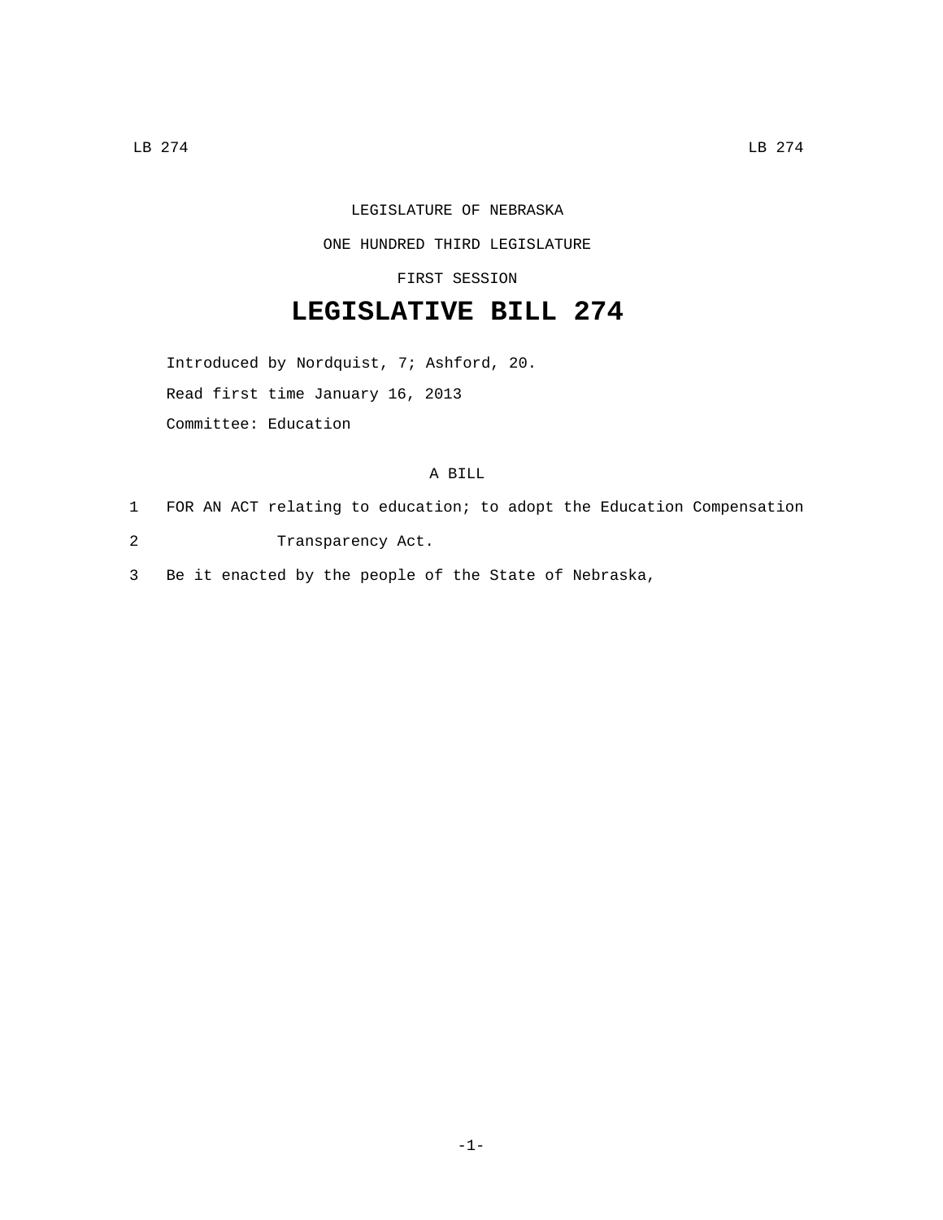LEGISLATURE OF NEBRASKA

ONE HUNDRED THIRD LEGISLATURE

FIRST SESSION

# LEGISLATIVE BILL 274

Introduced by Nordquist, 7; Ashford, 20.

Read first time January 16, 2013

Committee: Education

A BILL

1 FOR AN ACT relating to education; to adopt the Education Compensation
2 Transparency Act.
3 Be it enacted by the people of the State of Nebraska,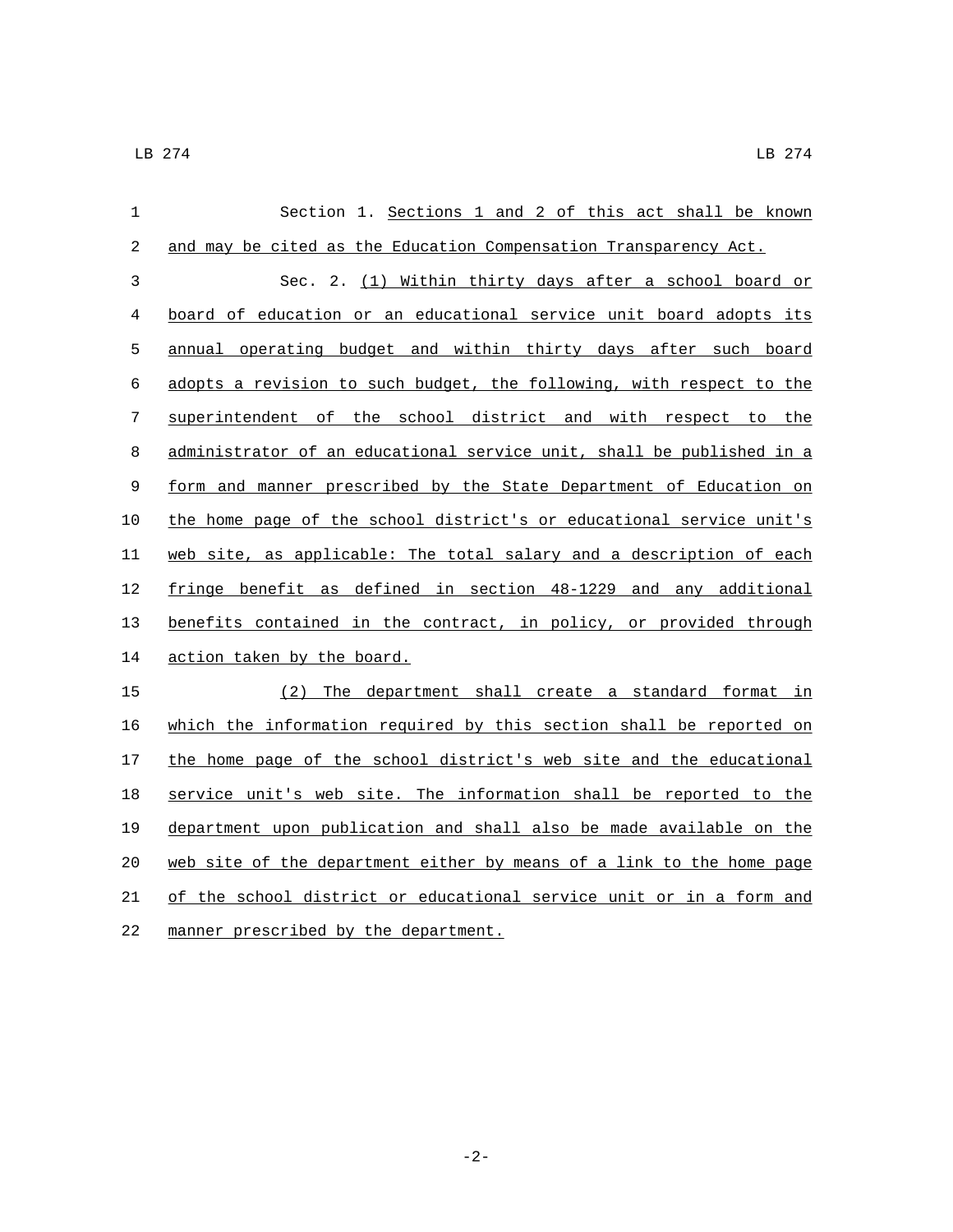Section 1. Sections 1 and 2 of this act shall be known and may be cited as the Education Compensation Transparency Act.

Sec. 2. (1) Within thirty days after a school board or board of education or an educational service unit board adopts its annual operating budget and within thirty days after such board adopts a revision to such budget, the following, with respect to the superintendent of the school district and with respect to the administrator of an educational service unit, shall be published in a form and manner prescribed by the State Department of Education on the home page of the school district's or educational service unit's web site, as applicable: The total salary and a description of each fringe benefit as defined in section 48-1229 and any additional benefits contained in the contract, in policy, or provided through action taken by the board.

(2) The department shall create a standard format in which the information required by this section shall be reported on the home page of the school district's web site and the educational service unit's web site. The information shall be reported to the department upon publication and shall also be made available on the web site of the department either by means of a link to the home page of the school district or educational service unit or in a form and manner prescribed by the department.